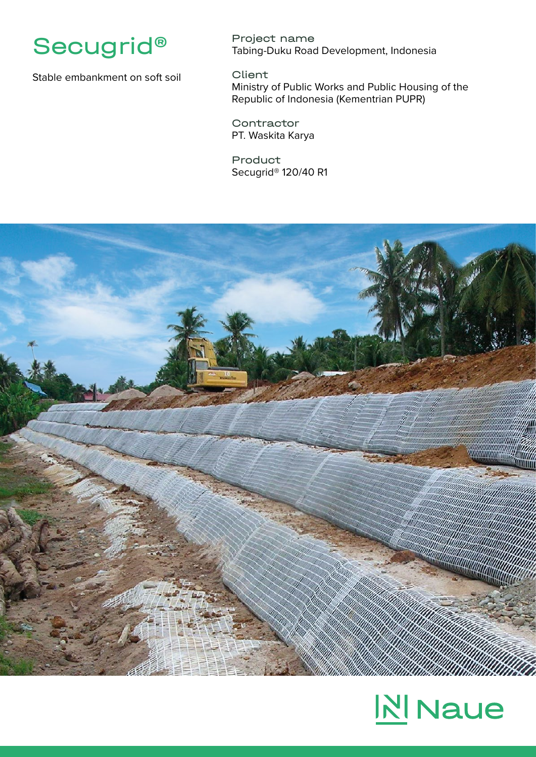# Secugrid®

Stable embankment on soft soil

**Project name**
Tabing-Duku Road Development, Indonesia

**Client**
Ministry of Public Works and Public Housing of the Republic of Indonesia (Kementrian PUPR)

**Contractor**
PT. Waskita Karya

**Product**
Secugrid® 120/40 R1

Naue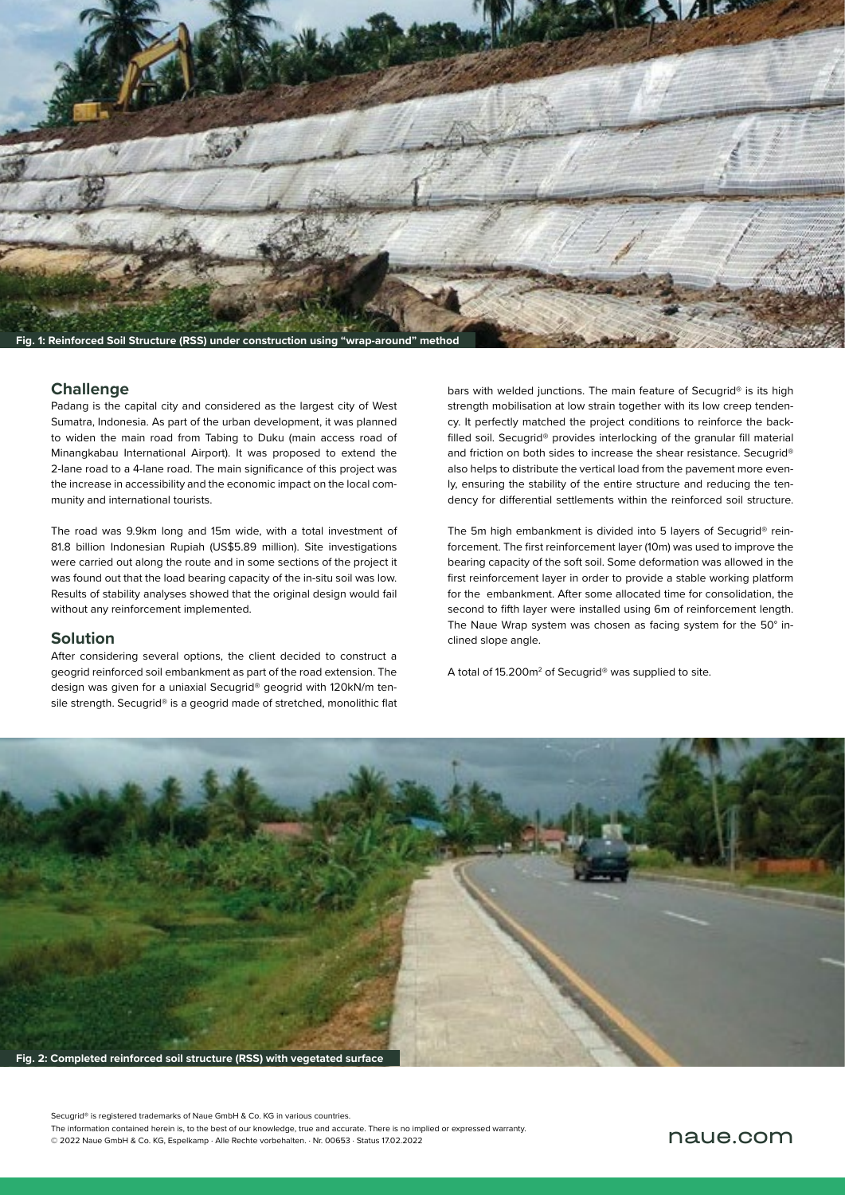Fig. 1: Reinforced Soil Structure (RSS) under construction using "wrap-around" method

## Challenge

Padang is the capital city and considered as the largest city of West Sumatra, Indonesia. As part of the urban development, it was planned to widen the main road from Tabing to Duku (main access road of Minangkabau International Airport). It was proposed to extend the 2-lane road to a 4-lane road. The main significance of this project was the increase in accessibility and the economic impact on the local community and international tourists.

The road was 9.9km long and 15m wide, with a total investment of 81.8 billion Indonesian Rupiah (US$5.89 million). Site investigations were carried out along the route and in some sections of the project it was found out that the load bearing capacity of the in-situ soil was low. Results of stability analyses showed that the original design would fail without any reinforcement implemented.

## Solution

After considering several options, the client decided to construct a geogrid reinforced soil embankment as part of the road extension. The design was given for a uniaxial Secugrid® geogrid with 120kN/m tensile strength. Secugrid® is a geogrid made of stretched, monolithic flat bars with welded junctions. The main feature of Secugrid® is its high strength mobilisation at low strain together with its low creep tendency. It perfectly matched the project conditions to reinforce the backfilled soil. Secugrid® provides interlocking of the granular fill material and friction on both sides to increase the shear resistance. Secugrid® also helps to distribute the vertical load from the pavement more evenly, ensuring the stability of the entire structure and reducing the tendency for differential settlements within the reinforced soil structure.

The 5m high embankment is divided into 5 layers of Secugrid® reinforcement. The first reinforcement layer (10m) was used to improve the bearing capacity of the soft soil. Some deformation was allowed in the first reinforcement layer in order to provide a stable working platform for the embankment. After some allocated time for consolidation, the second to fifth layer were installed using 6m of reinforcement length. The Naue Wrap system was chosen as facing system for the 50° inclined slope angle.

A total of 15.200m$^2$ of Secugrid® was supplied to site.

Fig. 2: Completed reinforced soil structure (RSS) with vegetated surface

Secugrid® is registered trademarks of Naue GmbH & Co. KG in various countries.
The information contained herein is, to the best of our knowledge, true and accurate. There is no implied or expressed warranty.
© 2022 Naue GmbH & Co. KG, Espelkamp · Alle Rechte vorbehalten. · Nr. 00653 · Status 17.02.2022

naue.com